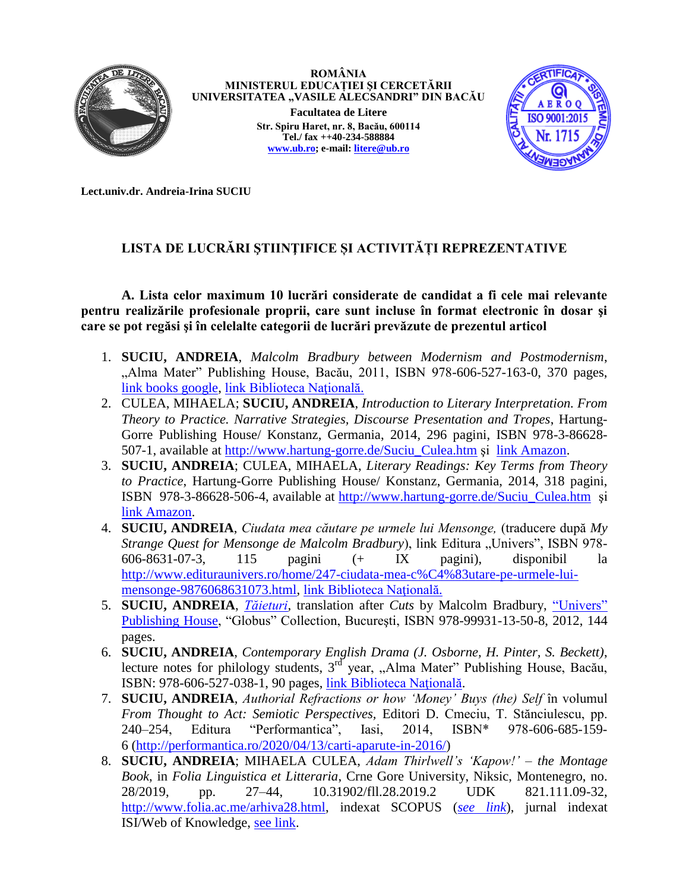**ROMÂNIA**
**MINISTERUL EDUCAȚIEI ȘI CERCETĂRII**
**UNIVERSITATEA „VASILE ALECSANDRI" DIN BACĂU**
**Facultatea de Litere**
**Str. Spiru Haret, nr. 8, Bacău, 600114**
**Tel./ fax ++40-234-588884**
**www.ub.ro; e-mail: litere@ub.ro**

**Lect.univ.dr. Andreia-Irina SUCIU**

## LISTA DE LUCRĂRI ȘTIINȚIFICE ȘI ACTIVITĂȚI REPREZENTATIVE

**A. Lista celor maximum 10 lucrări considerate de candidat a fi cele mai relevante pentru realizările profesionale proprii, care sunt incluse în format electronic în dosar și care se pot regăsi și în celelalte categorii de lucrări prevăzute de prezentul articol**

1. **SUCIU, ANDREIA**, *Malcolm Bradbury between Modernism and Postmodernism*, „Alma Mater" Publishing House, Bacău, 2011, ISBN 978-606-527-163-0, 370 pages, link books google, link Biblioteca Naţională.
2. CULEA, MIHAELA; **SUCIU, ANDREIA**, *Introduction to Literary Interpretation. From Theory to Practice. Narrative Strategies, Discourse Presentation and Tropes*, Hartung-Gorre Publishing House/ Konstanz, Germania, 2014, 296 pagini, ISBN 978-3-86628-507-1, available at http://www.hartung-gorre.de/Suciu_Culea.htm şi link Amazon.
3. **SUCIU, ANDREIA**; CULEA, MIHAELA, *Literary Readings: Key Terms from Theory to Practice*, Hartung-Gorre Publishing House/ Konstanz, Germania, 2014, 318 pagini, ISBN 978-3-86628-506-4, available at http://www.hartung-gorre.de/Suciu_Culea.htm şi link Amazon.
4. **SUCIU, ANDREIA**, *Ciudata mea căutare pe urmele lui Mensonge,* (traducere după *My Strange Quest for Mensonge de Malcolm Bradbury*), link Editura „Univers", ISBN 978-606-8631-07-3, 115 pagini (+ IX pagini), disponibil la http://www.edituraunivers.ro/home/247-ciudata-mea-c%C4%83utare-pe-urmele-lui-mensonge-9876068631073.html, link Biblioteca Naţională.
5. **SUCIU, ANDREIA**, *Tăieturi*, translation after *Cuts* by Malcolm Bradbury, "Univers" Publishing House, "Globus" Collection, Bucureşti, ISBN 978-99931-13-50-8, 2012, 144 pages.
6. **SUCIU, ANDREIA**, *Contemporary English Drama (J. Osborne, H. Pinter, S. Beckett)*, lecture notes for philology students, 3rd year, „Alma Mater" Publishing House, Bacău, ISBN: 978-606-527-038-1, 90 pages, link Biblioteca Naţională.
7. **SUCIU, ANDREIA**, *Authorial Refractions or how 'Money' Buys (the) Self* în volumul *From Thought to Act: Semiotic Perspectives,* Editori D. Cmeciu, T. Stănciulescu, pp. 240–254, Editura "Performantica", Iasi, 2014, ISBN* 978-606-685-159-6 (http://performantica.ro/2020/04/13/carti-aparute-in-2016/)
8. **SUCIU, ANDREIA**; MIHAELA CULEA, *Adam Thirlwell's 'Kapow!' – the Montage Book*, in *Folia Linguistica et Litteraria*, Crne Gore University, Niksic, Montenegro, no. 28/2019, pp. 27–44, 10.31902/fll.28.2019.2 UDK 821.111.09-32, http://www.folia.ac.me/arhiva28.html, indexat SCOPUS (*see link*), jurnal indexat ISI/Web of Knowledge, see link.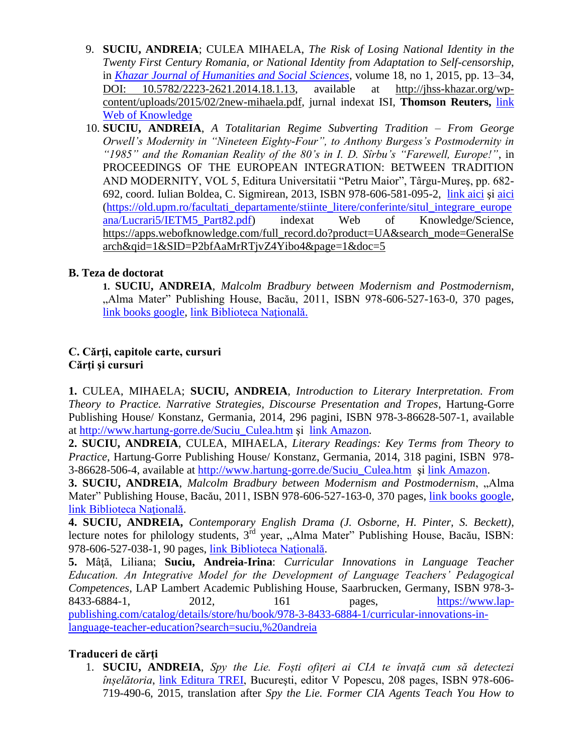9. **SUCIU, ANDREIA**; CULEA MIHAELA, *The Risk of Losing National Identity in the Twenty First Century Romania, or National Identity from Adaptation to Self-censorship*, in *Khazar Journal of Humanities and Social Sciences*, volume 18, no 1, 2015, pp. 13–34, DOI: 10.5782/2223-2621.2014.18.1.13, available at http://jhss-khazar.org/wp-content/uploads/2015/02/2new-mihaela.pdf, jurnal indexat ISI, **Thomson Reuters,** link Web of Knowledge
10. **SUCIU, ANDREIA**, *A Totalitarian Regime Subverting Tradition – From George Orwell's Modernity in "Nineteen Eighty-Four", to Anthony Burgess's Postmodernity in "1985" and the Romanian Reality of the 80's in I. D. Sîrbu's "Farewell, Europe!"*, in PROCEEDINGS OF THE EUROPEAN INTEGRATION: BETWEEN TRADITION AND MODERNITY, VOL 5, Editura Universitatii "Petru Maior", Târgu-Mureş, pp. 682-692, coord. Iulian Boldea, C. Sigmirean, 2013, ISBN 978-606-581-095-2, link aici şi aici (https://old.upm.ro/facultati_departamente/stiinte_litere/conferinte/situl_integrare_europeana/Lucrari5/IETM5_Part82.pdf) indexat Web of Knowledge/Science, https://apps.webofknowledge.com/full_record.do?product=UA&search_mode=GeneralSearch&qid=1&SID=P2bfAaMrRTjvZ4Yibo4&page=1&doc=5

### B. Teza de doctorat

**1. SUCIU, ANDREIA**, *Malcolm Bradbury between Modernism and Postmodernism*, „Alma Mater" Publishing House, Bacău, 2011, ISBN 978-606-527-163-0, 370 pages, link books google, link Biblioteca Naţională.

### C. Cărţi, capitole carte, cursuri
### Cărţi şi cursuri

**1.** CULEA, MIHAELA; **SUCIU, ANDREIA**, *Introduction to Literary Interpretation. From Theory to Practice. Narrative Strategies, Discourse Presentation and Tropes*, Hartung-Gorre Publishing House/ Konstanz, Germania, 2014, 296 pagini, ISBN 978-3-86628-507-1, available at http://www.hartung-gorre.de/Suciu_Culea.htm şi link Amazon.

**2. SUCIU, ANDREIA**, CULEA, MIHAELA, *Literary Readings: Key Terms from Theory to Practice*, Hartung-Gorre Publishing House/ Konstanz, Germania, 2014, 318 pagini, ISBN 978-3-86628-506-4, available at http://www.hartung-gorre.de/Suciu_Culea.htm şi link Amazon.

**3. SUCIU, ANDREIA**, *Malcolm Bradbury between Modernism and Postmodernism*, „Alma Mater" Publishing House, Bacău, 2011, ISBN 978-606-527-163-0, 370 pages, link books google, link Biblioteca Naţională.

**4. SUCIU, ANDREIA,** *Contemporary English Drama (J. Osborne, H. Pinter, S. Beckett)*, lecture notes for philology students, 3rd year, „Alma Mater" Publishing House, Bacău, ISBN: 978-606-527-038-1, 90 pages, link Biblioteca Naţională.

**5.** Mâţă, Liliana; **Suciu, Andreia-Irina**: *Curricular Innovations in Language Teacher Education. An Integrative Model for the Development of Language Teachers' Pedagogical Competences*, LAP Lambert Academic Publishing House, Saarbrucken, Germany, ISBN 978-3-8433-6884-1, 2012, 161 pages, https://www.lap-publishing.com/catalog/details/store/hu/book/978-3-8433-6884-1/curricular-innovations-in-language-teacher-education?search=suciu,%20andreia

### Traduceri de cărţi

1. **SUCIU, ANDREIA**, *Spy the Lie. Foşti ofiţeri ai CIA te învaţă cum să detectezi înşelătoria*, link Editura TREI, Bucureşti, editor V Popescu, 208 pages, ISBN 978-606-719-490-6, 2015, translation after *Spy the Lie. Former CIA Agents Teach You How to*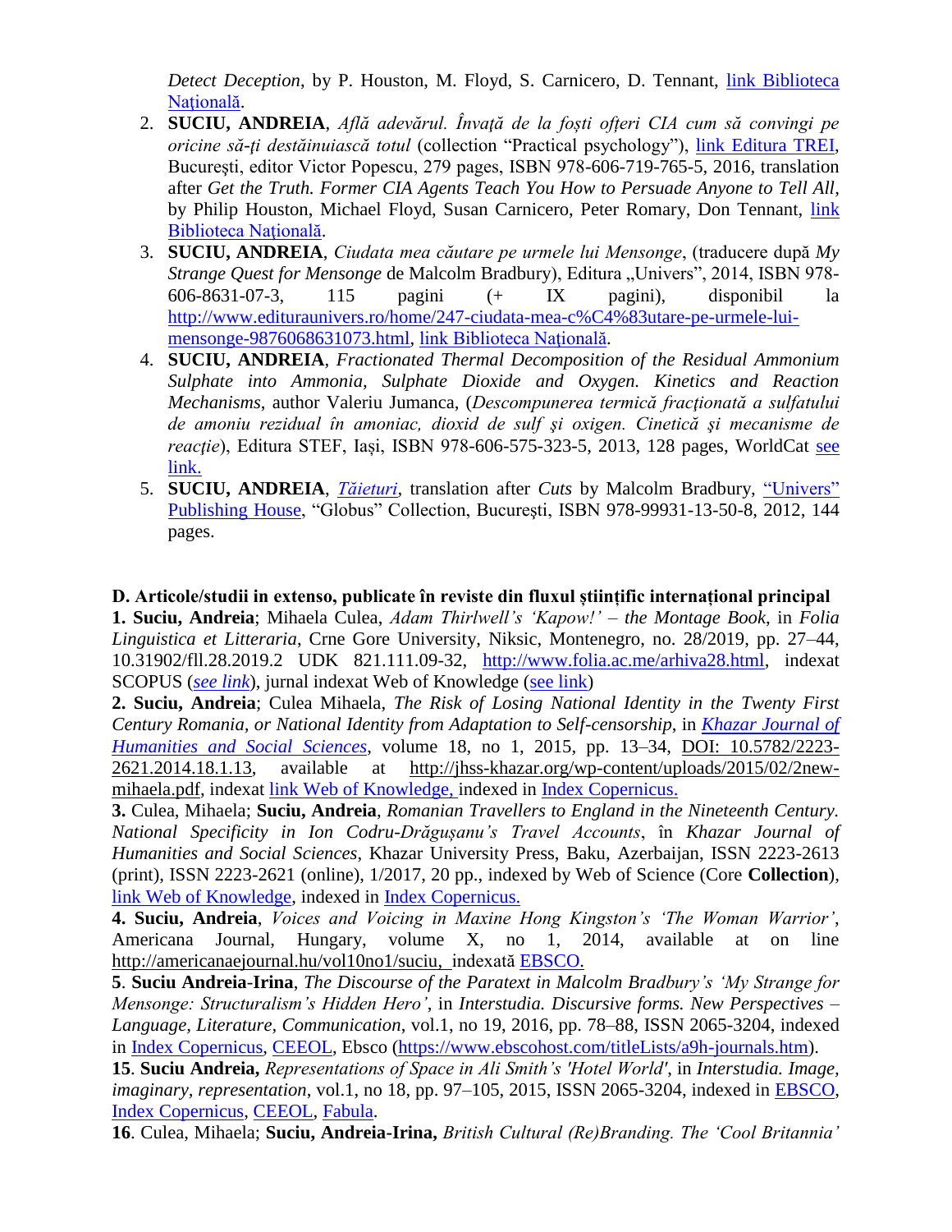*Detect Deception*, by P. Houston, M. Floyd, S. Carnicero, D. Tennant, link Biblioteca Naţională.

2. **SUCIU, ANDREIA**, *Află adevărul. Învaţă de la foşti ofţeri CIA cum să convingi pe oricine să-ţi destăinuiască totul* (collection "Practical psychology"), link Editura TREI, Bucureşti, editor Victor Popescu, 279 pages, ISBN 978-606-719-765-5, 2016, translation after *Get the Truth. Former CIA Agents Teach You How to Persuade Anyone to Tell All*, by Philip Houston, Michael Floyd, Susan Carnicero, Peter Romary, Don Tennant, link Biblioteca Naţională.
3. **SUCIU, ANDREIA**, *Ciudata mea căutare pe urmele lui Mensonge*, (traducere după *My Strange Quest for Mensonge* de Malcolm Bradbury), Editura „Univers", 2014, ISBN 978-606-8631-07-3, 115 pagini (+ IX pagini), disponibil la http://www.editurauniverse.ro/home/247-ciudata-mea-c%C4%83utare-pe-urmele-lui-mensonge-9876068631073.html, link Biblioteca Naţională.
4. **SUCIU, ANDREIA**, *Fractionated Thermal Decomposition of the Residual Ammonium Sulphate into Ammonia, Sulphate Dioxide and Oxygen. Kinetics and Reaction Mechanisms*, author Valeriu Jumanca, (*Descompunerea termică fracţionată a sulfatului de amoniu rezidual în amoniac, dioxid de sulf şi oxigen. Cinetică şi mecanisme de reacţie*), Editura STEF, Iași, ISBN 978-606-575-323-5, 2013, 128 pages, WorldCat see link.
5. **SUCIU, ANDREIA**, *Tăieturi*, translation after *Cuts* by Malcolm Bradbury, "Univers" Publishing House, "Globus" Collection, Bucureşti, ISBN 978-99931-13-50-8, 2012, 144 pages.

**D. Articole/studii in extenso, publicate în reviste din fluxul științific internațional principal**

**1. Suciu, Andreia**; Mihaela Culea, *Adam Thirlwell's 'Kapow!' – the Montage Book*, in *Folia Linguistica et Litteraria*, Crne Gore University, Niksic, Montenegro, no. 28/2019, pp. 27–44, 10.31902/fll.28.2019.2 UDK 821.111.09-32, http://www.folia.ac.me/arhiva28.html, indexat SCOPUS (*see link*), jurnal indexat Web of Knowledge (see link)

**2. Suciu, Andreia**; Culea Mihaela, *The Risk of Losing National Identity in the Twenty First Century Romania, or National Identity from Adaptation to Self-censorship*, in *Khazar Journal of Humanities and Social Sciences*, volume 18, no 1, 2015, pp. 13–34, DOI: 10.5782/2223-2621.2014.18.1.13, available at http://jhss-khazar.org/wp-content/uploads/2015/02/2new-mihaela.pdf, indexat link Web of Knowledge, indexed in Index Copernicus.

**3.** Culea, Mihaela; **Suciu, Andreia**, *Romanian Travellers to England in the Nineteenth Century. National Specificity in Ion Codru-Drăgușanu's Travel Accounts*, în *Khazar Journal of Humanities and Social Sciences*, Khazar University Press, Baku, Azerbaijan, ISSN 2223-2613 (print), ISSN 2223-2621 (online), 1/2017, 20 pp., indexed by Web of Science (Core **Collection**), link Web of Knowledge, indexed in Index Copernicus.

**4. Suciu, Andreia**, *Voices and Voicing in Maxine Hong Kingston's 'The Woman Warrior'*, Americana Journal, Hungary, volume X, no 1, 2014, available at on line http://americanaejournal.hu/vol10no1/suciu, indexată EBSCO.

**5**. **Suciu Andreia**-**Irina**, *The Discourse of the Paratext in Malcolm Bradbury's 'My Strange for Mensonge: Structuralism's Hidden Hero'*, in *Interstudia. Discursive forms. New Perspectives – Language, Literature, Communication*, vol.1, no 19, 2016, pp. 78–88, ISSN 2065-3204, indexed in Index Copernicus, CEEOL, Ebsco (https://www.ebscohost.com/titleLists/a9h-journals.htm).

**15**. **Suciu Andreia,** *Representations of Space in Ali Smith's 'Hotel World'*, in *Interstudia. Image, imaginary, representation*, vol.1, no 18, pp. 97–105, 2015, ISSN 2065-3204, indexed in EBSCO, Index Copernicus, CEEOL, Fabula.

**16**. Culea, Mihaela; **Suciu, Andreia-Irina,** *British Cultural (Re)Branding. The 'Cool Britannia'*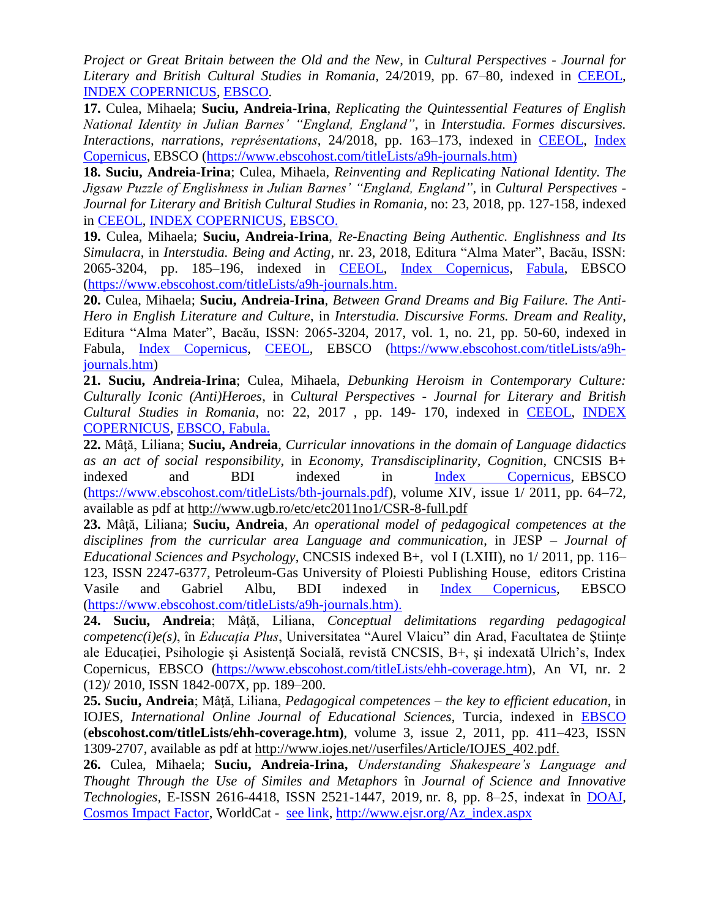*Project or Great Britain between the Old and the New*, in *Cultural Perspectives - Journal for Literary and British Cultural Studies in Romania*, 24/2019, pp. 67–80, indexed in CEEOL, INDEX COPERNICUS, EBSCO.

**17.** Culea, Mihaela; **Suciu, Andreia-Irina**, *Replicating the Quintessential Features of English National Identity in Julian Barnes' "England, England"*, in *Interstudia. Formes discursives. Interactions, narrations, représentations*, 24/2018, pp. 163–173, indexed in CEEOL, Index Copernicus, EBSCO (https://www.ebscohost.com/titleLists/a9h-journals.htm)

**18. Suciu, Andreia-Irina**; Culea, Mihaela, *Reinventing and Replicating National Identity. The Jigsaw Puzzle of Englishness in Julian Barnes' "England, England"*, in *Cultural Perspectives - Journal for Literary and British Cultural Studies in Romania*, no: 23, 2018, pp. 127-158, indexed in CEEOL, INDEX COPERNICUS, EBSCO.

**19.** Culea, Mihaela; **Suciu, Andreia-Irina**, *Re-Enacting Being Authentic. Englishness and Its Simulacra*, in *Interstudia. Being and Acting*, nr. 23, 2018, Editura "Alma Mater", Bacău, ISSN: 2065-3204, pp. 185–196, indexed in CEEOL, Index Copernicus, Fabula, EBSCO (https://www.ebscohost.com/titleLists/a9h-journals.htm.

**20.** Culea, Mihaela; **Suciu, Andreia-Irina**, *Between Grand Dreams and Big Failure. The Anti-Hero in English Literature and Culture*, in *Interstudia. Discursive Forms. Dream and Reality*, Editura "Alma Mater", Bacău, ISSN: 2065-3204, 2017, vol. 1, no. 21, pp. 50-60, indexed in Fabula, Index Copernicus, CEEOL, EBSCO (https://www.ebscohost.com/titleLists/a9h-journals.htm)

**21. Suciu, Andreia-Irina**; Culea, Mihaela, *Debunking Heroism in Contemporary Culture: Culturally Iconic (Anti)Heroes*, in *Cultural Perspectives - Journal for Literary and British Cultural Studies in Romania*, no: 22, 2017 , pp. 149- 170, indexed in CEEOL, INDEX COPERNICUS, EBSCO, Fabula.

**22.** Mâţă, Liliana; **Suciu, Andreia**, *Curricular innovations in the domain of Language didactics as an act of social responsibility*, in *Economy, Transdisciplinarity, Cognition*, CNCSIS B+ indexed and BDI indexed in Index Copernicus, EBSCO (https://www.ebscohost.com/titleLists/bth-journals.pdf), volume XIV, issue 1/ 2011, pp. 64–72, available as pdf at http://www.ugb.ro/etc/etc2011no1/CSR-8-full.pdf

**23.** Mâţă, Liliana; **Suciu, Andreia**, *An operational model of pedagogical competences at the disciplines from the curricular area Language and communication*, in JESP – *Journal of Educational Sciences and Psychology*, CNCSIS indexed B+, vol I (LXIII), no 1/ 2011, pp. 116–123, ISSN 2247-6377, Petroleum-Gas University of Ploiesti Publishing House, editors Cristina Vasile and Gabriel Albu, BDI indexed in Index Copernicus, EBSCO (https://www.ebscohost.com/titleLists/a9h-journals.htm).

**24. Suciu, Andreia**; Mâţă, Liliana, *Conceptual delimitations regarding pedagogical competenc(i)e(s)*, în *Educația Plus*, Universitatea "Aurel Vlaicu" din Arad, Facultatea de Științe ale Educației, Psihologie și Asistență Socială, revistă CNCSIS, B+, și indexată Ulrich's, Index Copernicus, EBSCO (https://www.ebscohost.com/titleLists/ehh-coverage.htm), An VI, nr. 2 (12)/ 2010, ISSN 1842-007X, pp. 189–200.

**25. Suciu, Andreia**; Mâţă, Liliana, *Pedagogical competences – the key to efficient education*, in IOJES, *International Online Journal of Educational Sciences*, Turcia, indexed in EBSCO (**ebscohost.com/titleLists/ehh-coverage.htm)**, volume 3, issue 2, 2011, pp. 411–423, ISSN 1309-2707, available as pdf at http://www.iojes.net//userfiles/Article/IOJES_402.pdf.

**26.** Culea, Mihaela; **Suciu, Andreia-Irina,** *Understanding Shakespeare's Language and Thought Through the Use of Similes and Metaphors* în *Journal of Science and Innovative Technologies*, E-ISSN 2616-4418, ISSN 2521-1447, 2019, nr. 8, pp. 8–25, indexat în DOAJ, Cosmos Impact Factor, WorldCat - see link, http://www.ejsr.org/Az_index.aspx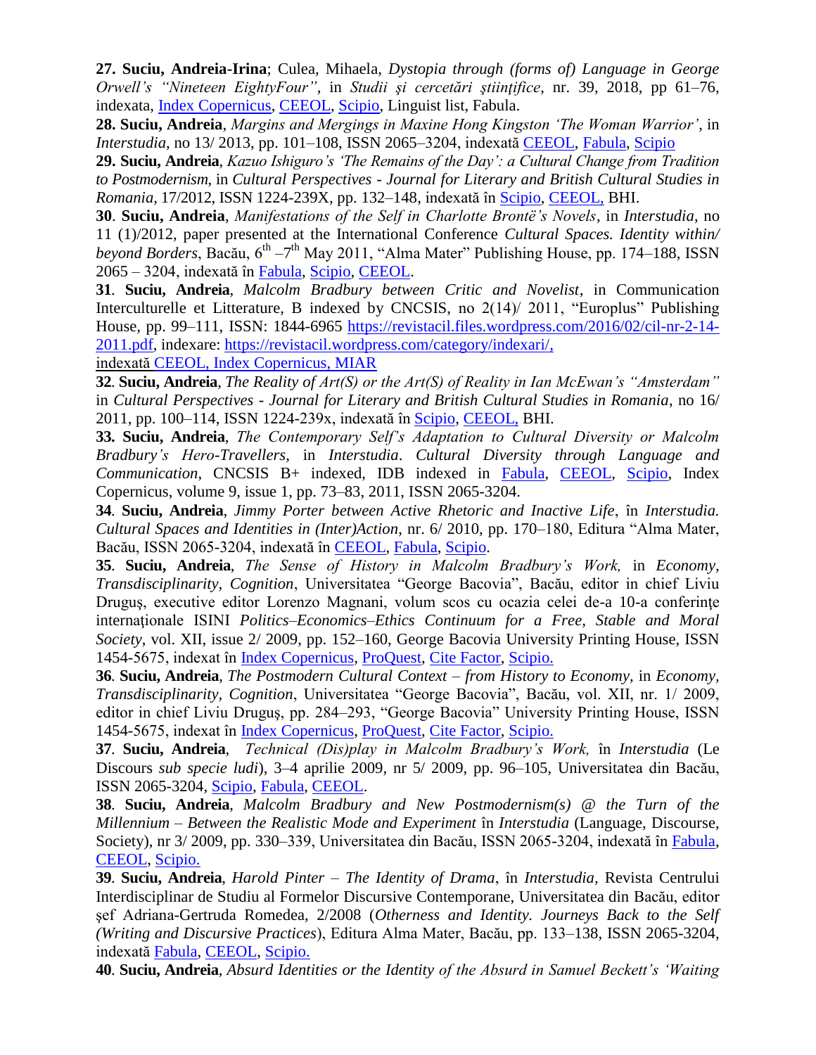**27. Suciu, Andreia-Irina**; Culea, Mihaela, *Dystopia through (forms of) Language in George Orwell's "Nineteen EightyFour"*, in *Studii şi cercetări ştiinţifice*, nr. 39, 2018, pp 61–76, indexata, Index Copernicus, CEEOL, Scipio, Linguist list, Fabula.

**28. Suciu, Andreia**, *Margins and Mergings in Maxine Hong Kingston 'The Woman Warrior'*, in *Interstudia*, no 13/ 2013, pp. 101–108, ISSN 2065–3204, indexată CEEOL, Fabula, Scipio

**29. Suciu, Andreia**, *Kazuo Ishiguro's 'The Remains of the Day': a Cultural Change from Tradition to Postmodernism*, in *Cultural Perspectives - Journal for Literary and British Cultural Studies in Romania*, 17/2012, ISSN 1224-239X, pp. 132–148, indexată în Scipio, CEEOL, BHI.

**30**. **Suciu, Andreia**, *Manifestations of the Self in Charlotte Brontë's Novels*, in *Interstudia*, no 11 (1)/2012, paper presented at the International Conference *Cultural Spaces. Identity within/ beyond Borders*, Bacău, 6th –7th May 2011, "Alma Mater" Publishing House, pp. 174–188, ISSN 2065 – 3204, indexată în Fabula, Scipio, CEEOL.

**31**. **Suciu, Andreia**, *Malcolm Bradbury between Critic and Novelist*, in Communication Interculturelle et Litterature, B indexed by CNCSIS, no 2(14)/ 2011, "Europlus" Publishing House, pp. 99–111, ISSN: 1844-6965 https://revistacil.files.wordpress.com/2016/02/cil-nr-2-14-2011.pdf, indexare: https://revistacil.wordpress.com/category/indexari/, indexată CEEOL, Index Copernicus, MIAR

**32**. **Suciu, Andreia**, *The Reality of Art(S) or the Art(S) of Reality in Ian McEwan's "Amsterdam"* in *Cultural Perspectives - Journal for Literary and British Cultural Studies in Romania*, no 16/ 2011, pp. 100–114, ISSN 1224-239x, indexată în Scipio, CEEOL, BHI.

**33. Suciu, Andreia**, *The Contemporary Self's Adaptation to Cultural Diversity or Malcolm Bradbury's Hero-Travellers*, in *Interstudia*. *Cultural Diversity through Language and Communication*, CNCSIS B+ indexed, IDB indexed in Fabula, CEEOL, Scipio, Index Copernicus, volume 9, issue 1, pp. 73–83, 2011, ISSN 2065-3204.

**34**. **Suciu, Andreia**, *Jimmy Porter between Active Rhetoric and Inactive Life*, în *Interstudia. Cultural Spaces and Identities in (Inter)Action*, nr. 6/ 2010, pp. 170–180, Editura "Alma Mater, Bacău, ISSN 2065-3204, indexată în CEEOL, Fabula, Scipio.

**35**. **Suciu, Andreia**, *The Sense of History in Malcolm Bradbury's Work,* in *Economy, Transdisciplinarity, Cognition*, Universitatea "George Bacovia", Bacău, editor in chief Liviu Druguş, executive editor Lorenzo Magnani, volum scos cu ocazia celei de-a 10-a conferinţe internaţionale ISINI *Politics–Economics–Ethics Continuum for a Free, Stable and Moral Society*, vol. XII, issue 2/ 2009, pp. 152–160, George Bacovia University Printing House, ISSN 1454-5675, indexat în Index Copernicus, ProQuest, Cite Factor, Scipio.

**36**. **Suciu, Andreia**, *The Postmodern Cultural Context – from History to Economy*, in *Economy, Transdisciplinarity, Cognition*, Universitatea "George Bacovia", Bacău, vol. XII, nr. 1/ 2009, editor in chief Liviu Druguş, pp. 284–293, "George Bacovia" University Printing House, ISSN 1454-5675, indexat în Index Copernicus, ProQuest, Cite Factor, Scipio.

**37**. **Suciu, Andreia**, *Technical (Dis)play in Malcolm Bradbury's Work,* în *Interstudia* (Le Discours *sub specie ludi*), 3–4 aprilie 2009, nr 5/ 2009, pp. 96–105, Universitatea din Bacău, ISSN 2065-3204, Scipio, Fabula, CEEOL.

**38**. **Suciu, Andreia**, *Malcolm Bradbury and New Postmodernism(s) @ the Turn of the Millennium – Between the Realistic Mode and Experiment* în *Interstudia* (Language, Discourse, Society), nr 3/ 2009, pp. 330–339, Universitatea din Bacău, ISSN 2065-3204, indexată în Fabula, CEEOL, Scipio.

**39**. **Suciu, Andreia**, *Harold Pinter – The Identity of Drama*, în *Interstudia,* Revista Centrului Interdisciplinar de Studiu al Formelor Discursive Contemporane, Universitatea din Bacău, editor şef Adriana-Gertruda Romedea, 2/2008 (*Otherness and Identity. Journeys Back to the Self (Writing and Discursive Practices*), Editura Alma Mater, Bacău, pp. 133–138, ISSN 2065-3204, indexată Fabula, CEEOL, Scipio.

**40**. **Suciu, Andreia**, *Absurd Identities or the Identity of the Absurd in Samuel Beckett's 'Waiting*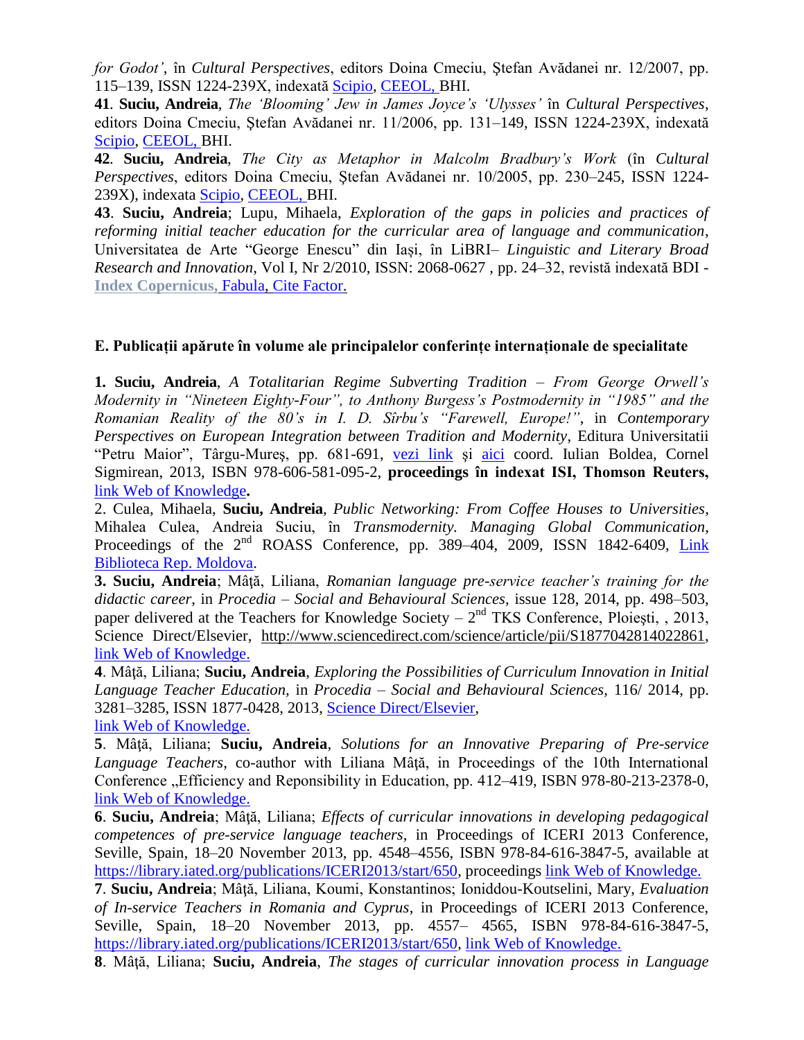*for Godot'*, în *Cultural Perspectives*, editors Doina Cmeciu, Ştefan Avădanei nr. 12/2007, pp. 115–139, ISSN 1224-239X, indexată Scipio, CEEOL, BHI.

**41**. **Suciu, Andreia**, *The 'Blooming' Jew in James Joyce's 'Ulysses'* în *Cultural Perspectives*, editors Doina Cmeciu, Ştefan Avădanei nr. 11/2006, pp. 131–149, ISSN 1224-239X, indexată Scipio, CEEOL, BHI.

**42**. **Suciu, Andreia**, *The City as Metaphor in Malcolm Bradbury's Work* (în *Cultural Perspectives*, editors Doina Cmeciu, Ştefan Avădanei nr. 10/2005, pp. 230–245, ISSN 1224-239X), indexata Scipio, CEEOL, BHI.

**43**. **Suciu, Andreia**; Lupu, Mihaela, *Exploration of the gaps in policies and practices of reforming initial teacher education for the curricular area of language and communication*, Universitatea de Arte "George Enescu" din Iaşi, în LiBRI– *Linguistic and Literary Broad Research and Innovation*, Vol I, Nr 2/2010, ISSN: 2068-0627 , pp. 24–32, revistă indexată BDI - **Index Copernicus,** Fabula, Cite Factor.

**E. Publicații apărute în volume ale principalelor conferințe internaționale de specialitate**

**1. Suciu, Andreia**, *A Totalitarian Regime Subverting Tradition – From George Orwell's Modernity in "Nineteen Eighty-Four", to Anthony Burgess's Postmodernity in "1985" and the Romanian Reality of the 80's in I. D. Sîrbu's "Farewell, Europe!"*, in *Contemporary Perspectives on European Integration between Tradition and Modernity*, Editura Universitatii "Petru Maior", Târgu-Mureş, pp. 681-691, vezi link şi aici coord. Iulian Boldea, Cornel Sigmirean, 2013, ISBN 978-606-581-095-2, **proceedings în indexat ISI, Thomson Reuters,** link Web of Knowledge**.**

2. Culea, Mihaela, **Suciu, Andreia**, *Public Networking: From Coffee Houses to Universities*, Mihalea Culea, Andreia Suciu, în *Transmodernity. Managing Global Communication*, Proceedings of the 2nd ROASS Conference, pp. 389–404, 2009, ISSN 1842-6409, Link Biblioteca Rep. Moldova.

**3. Suciu, Andreia**; Mâţă, Liliana, *Romanian language pre-service teacher's training for the didactic career,* in *Procedia – Social and Behavioural Sciences*, issue 128, 2014, pp. 498–503, paper delivered at the Teachers for Knowledge Society – 2nd TKS Conference, Ploieşti, , 2013, Science Direct/Elsevier, http://www.sciencedirect.com/science/article/pii/S1877042814022861, link Web of Knowledge.

**4**. Mâţă, Liliana; **Suciu, Andreia**, *Exploring the Possibilities of Curriculum Innovation in Initial Language Teacher Education,* in *Procedia – Social and Behavioural Sciences,* 116/ 2014, pp. 3281–3285, ISSN 1877-0428, 2013, Science Direct/Elsevier,
link Web of Knowledge.

**5**. Mâţă, Liliana; **Suciu, Andreia**, *Solutions for an Innovative Preparing of Pre-service Language Teachers*, co-author with Liliana Mâţă, in Proceedings of the 10th International Conference „Efficiency and Reponsibility in Education, pp. 412–419, ISBN 978-80-213-2378-0, link Web of Knowledge.

**6**. **Suciu, Andreia**; Mâţă, Liliana; *Effects of curricular innovations in developing pedagogical competences of pre-service language teachers*, in Proceedings of ICERI 2013 Conference, Seville, Spain, 18–20 November 2013, pp. 4548–4556, ISBN 978-84-616-3847-5, available at https://library.iated.org/publications/ICERI2013/start/650, proceedings link Web of Knowledge.

**7**. **Suciu, Andreia**; Mâţă, Liliana, Koumi, Konstantinos; Ioniddou-Koutselini, Mary, *Evaluation of In-service Teachers in Romania and Cyprus*, in Proceedings of ICERI 2013 Conference, Seville, Spain, 18–20 November 2013, pp. 4557– 4565, ISBN 978-84-616-3847-5, https://library.iated.org/publications/ICERI2013/start/650, link Web of Knowledge.

**8**. Mâţă, Liliana; **Suciu, Andreia**, *The stages of curricular innovation process in Language*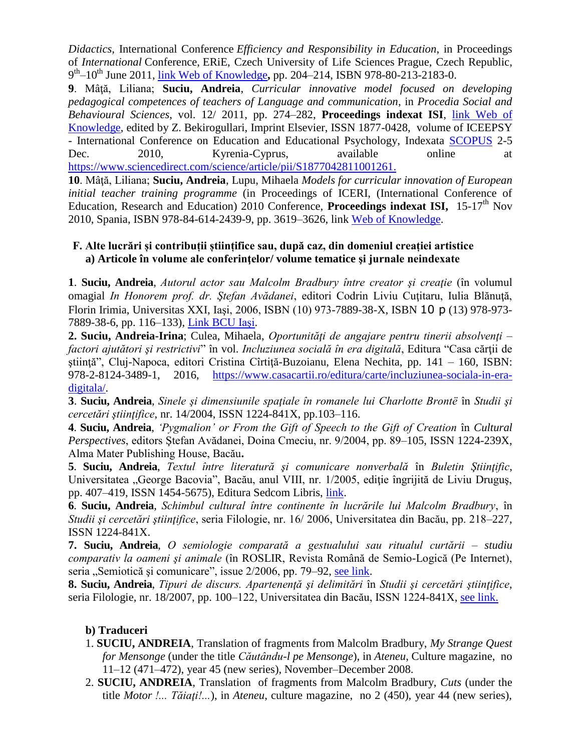*Didactics*, International Conference *Efficiency and Responsibility in Education*, in Proceedings of *International* Conference, ERiE, Czech University of Life Sciences Prague, Czech Republic, 9th–10th June 2011, [link Web of Knowledge](), pp. 204–214, ISBN 978-80-213-2183-0.

**9**. Mâţă, Liliana; **Suciu, Andreia**, *Curricular innovative model focused on developing pedagogical competences of teachers of Language and communication*, in *Procedia Social and Behavioural Sciences*, vol. 12/ 2011, pp. 274–282, **Proceedings indexat ISI**, [link Web of Knowledge](), edited by Z. Bekirogullari, Imprint Elsevier, ISSN 1877-0428, volume of ICEEPSY - International Conference on Education and Educational Psychology, Indexata [SCOPUS]() 2-5 Dec. 2010, Kyrenia-Cyprus, available online at https://www.sciencedirect.com/science/article/pii/S1877042811001261.

**10**. Mâţă, Liliana; **Suciu, Andreia**, Lupu, Mihaela *Models for curricular innovation of European initial teacher training programme* (in Proceedings of ICERI, (International Conference of Education, Research and Education) 2010 Conference, **Proceedings indexat ISI,** 15-17th Nov 2010, Spania, ISBN 978-84-614-2439-9, pp. 3619–3626, link [Web of Knowledge]().

### F. Alte lucrări și contribuții științifice sau, după caz, din domeniul creației artistice
### a) Articole în volume ale conferințelor/ volume tematice şi jurnale neindexate

**1**. **Suciu, Andreia**, *Autorul actor sau Malcolm Bradbury între creator şi creaţie* (în volumul omagial *In Honorem prof. dr. Ştefan Avădanei*, editori Codrin Liviu Cuţitaru, Iulia Blănuţă, Florin Irimia, Universitas XXI, Iași, 2006, ISBN (10) 973-7889-38-X, ISBN 10 p (13) 978-973-7889-38-6, pp. 116–133), [Link BCU Iași]().

**2. Suciu, Andreia-Irina**; Culea, Mihaela, *Oportunităţi de angajare pentru tinerii absolvenţi – factori ajutători şi restrictivi*" în vol. *Incluziunea socială în era digitală*, Editura "Casa cărţii de ştiinţă", Cluj-Napoca, editori Cristina Cîrtiţă-Buzoianu, Elena Nechita, pp. 141 – 160, ISBN: 978-2-8124-3489-1, 2016, https://www.casacartii.ro/editura/carte/incluziunea-sociala-in-era-digitala/.

**3**. **Suciu, Andreia**, *Sinele şi dimensiunile spaţiale în romanele lui Charlotte Brontë* în *Studii şi cercetări ştiinţifice*, nr. 14/2004, ISSN 1224-841X, pp.103–116.

**4**. **Suciu, Andreia**, *'Pygmalion' or From the Gift of Speech to the Gift of Creation* în *Cultural Perspectives*, editors Ştefan Avădanei, Doina Cmeciu, nr. 9/2004, pp. 89–105, ISSN 1224-239X, Alma Mater Publishing House, Bacău**.**

**5**. **Suciu, Andreia**, *Textul între literatură şi comunicare nonverbală* în *Buletin Ştiinţific*, Universitatea „George Bacovia", Bacău, anul VIII, nr. 1/2005, ediţie îngrijită de Liviu Druguş, pp. 407–419, ISSN 1454-5675), Editura Sedcom Libris, [link]().

**6**. **Suciu, Andreia**, *Schimbul cultural între continente în lucrările lui Malcolm Bradbury*, în *Studii şi cercetări ştiinţifice*, seria Filologie, nr. 16/ 2006, Universitatea din Bacău, pp. 218–227, ISSN 1224-841X.

**7. Suciu, Andreia**, *O semiologie comparată a gestualului sau ritualul curtării – studiu comparativ la oameni şi animale* (în ROSLIR, Revista Română de Semio-Logică (Pe Internet), seria „Semiotică şi comunicare", issue 2/2006, pp. 79–92, [see link]().

**8. Suciu, Andreia**, *Tipuri de discurs. Apartenenţă şi delimitări* în *Studii şi cercetări ştiinţifice*, seria Filologie, nr. 18/2007, pp. 100–122, Universitatea din Bacău, ISSN 1224-841X, [see link.]()

### b) Traduceri

1. **SUCIU, ANDREIA**, Translation of fragments from Malcolm Bradbury, *My Strange Quest for Mensonge* (under the title *Căutându-l pe Mensonge*), in *Ateneu*, Culture magazine, no 11–12 (471–472), year 45 (new series), November–December 2008.
2. **SUCIU, ANDREIA**, Translation of fragments from Malcolm Bradbury, *Cuts* (under the title *Motor !... Tăiaţi!...*), in *Ateneu*, culture magazine, no 2 (450), year 44 (new series),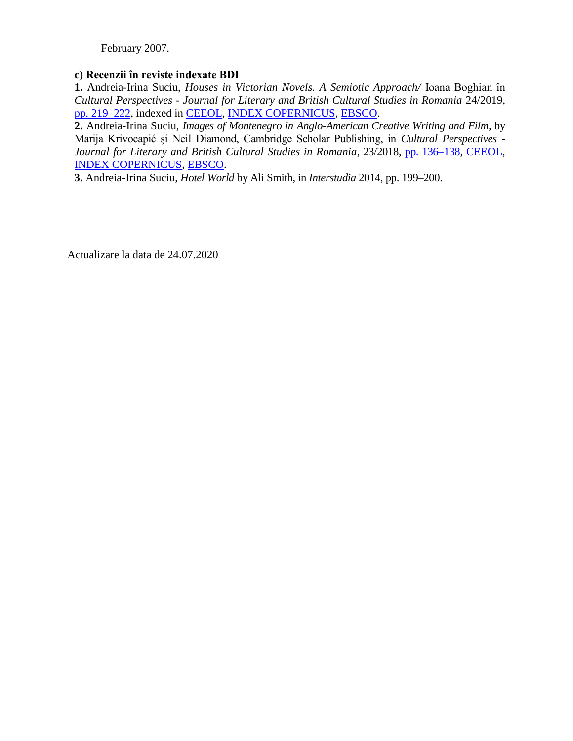February 2007.

**c) Recenzii în reviste indexate BDI**

**1.** Andreia-Irina Suciu, *Houses in Victorian Novels. A Semiotic Approach/* Ioana Boghian în *Cultural Perspectives - Journal for Literary and British Cultural Studies in Romania* 24/2019, pp. 219–222, indexed in CEEOL, INDEX COPERNICUS, EBSCO.

**2.** Andreia-Irina Suciu, *Images of Montenegro in Anglo-American Creative Writing and Film*, by Marija Krivocapić şi Neil Diamond, Cambridge Scholar Publishing, in *Cultural Perspectives - Journal for Literary and British Cultural Studies in Romania*, 23/2018, pp. 136–138, CEEOL, INDEX COPERNICUS, EBSCO.

**3.** Andreia-Irina Suciu, *Hotel World* by Ali Smith, in *Interstudia* 2014, pp. 199–200.

Actualizare la data de 24.07.2020